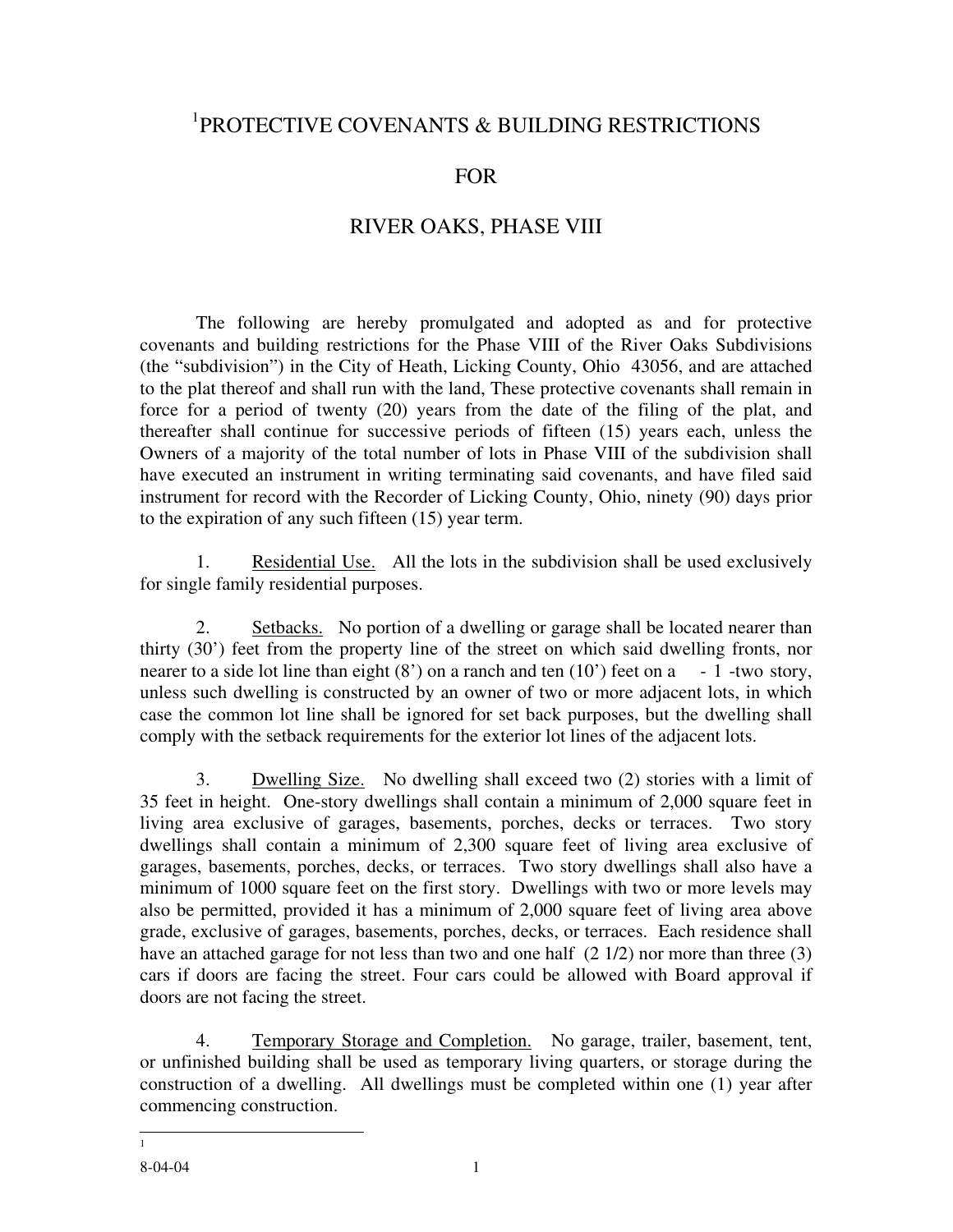# [1]PROTECTIVE COVENANTS & BUILDING RESTRICTIONS

# FOR

# RIVER OAKS, PHASE VIII

The following are hereby promulgated and adopted as and for protective covenants and building restrictions for the Phase VIII of the River Oaks Subdivisions (the "subdivision") in the City of Heath, Licking County, Ohio 43056, and are attached to the plat thereof and shall run with the land, These protective covenants shall remain in force for a period of twenty (20) years from the date of the filing of the plat, and thereafter shall continue for successive periods of fifteen (15) years each, unless the Owners of a majority of the total number of lots in Phase VIII of the subdivision shall have executed an instrument in writing terminating said covenants, and have filed said instrument for record with the Recorder of Licking County, Ohio, ninety (90) days prior to the expiration of any such fifteen (15) year term.

1. <u>Residential Use.</u> All the lots in the subdivision shall be used exclusively for single family residential purposes.

2. <u>Setbacks.</u> No portion of a dwelling or garage shall be located nearer than thirty (30') feet from the property line of the street on which said dwelling fronts, nor nearer to a side lot line than eight (8') on a ranch and ten (10') feet on a - 1 -two story, unless such dwelling is constructed by an owner of two or more adjacent lots, in which case the common lot line shall be ignored for set back purposes, but the dwelling shall comply with the setback requirements for the exterior lot lines of the adjacent lots.

3. <u>Dwelling Size.</u> No dwelling shall exceed two (2) stories with a limit of 35 feet in height. One-story dwellings shall contain a minimum of 2,000 square feet in living area exclusive of garages, basements, porches, decks or terraces. Two story dwellings shall contain a minimum of 2,300 square feet of living area exclusive of garages, basements, porches, decks, or terraces. Two story dwellings shall also have a minimum of 1000 square feet on the first story. Dwellings with two or more levels may also be permitted, provided it has a minimum of 2,000 square feet of living area above grade, exclusive of garages, basements, porches, decks, or terraces. Each residence shall have an attached garage for not less than two and one half (2 1/2) nor more than three (3) cars if doors are facing the street. Four cars could be allowed with Board approval if doors are not facing the street.

4. <u>Temporary Storage and Completion.</u> No garage, trailer, basement, tent, or unfinished building shall be used as temporary living quarters, or storage during the construction of a dwelling. All dwellings must be completed within one (1) year after commencing construction.

---

[1]

8-04-04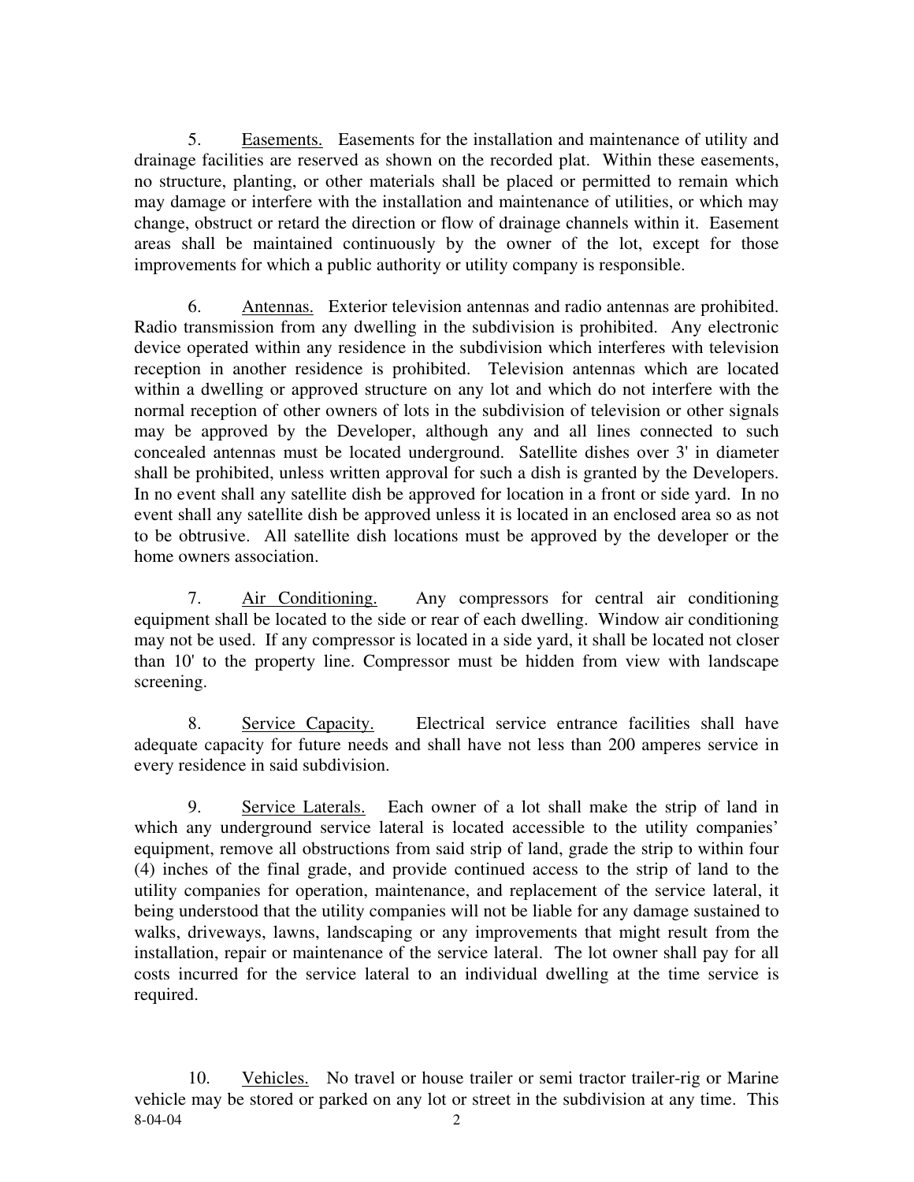5. Easements. Easements for the installation and maintenance of utility and drainage facilities are reserved as shown on the recorded plat. Within these easements, no structure, planting, or other materials shall be placed or permitted to remain which may damage or interfere with the installation and maintenance of utilities, or which may change, obstruct or retard the direction or flow of drainage channels within it. Easement areas shall be maintained continuously by the owner of the lot, except for those improvements for which a public authority or utility company is responsible.

6. Antennas. Exterior television antennas and radio antennas are prohibited. Radio transmission from any dwelling in the subdivision is prohibited. Any electronic device operated within any residence in the subdivision which interferes with television reception in another residence is prohibited. Television antennas which are located within a dwelling or approved structure on any lot and which do not interfere with the normal reception of other owners of lots in the subdivision of television or other signals may be approved by the Developer, although any and all lines connected to such concealed antennas must be located underground. Satellite dishes over 3' in diameter shall be prohibited, unless written approval for such a dish is granted by the Developers. In no event shall any satellite dish be approved for location in a front or side yard. In no event shall any satellite dish be approved unless it is located in an enclosed area so as not to be obtrusive. All satellite dish locations must be approved by the developer or the home owners association.

7. Air Conditioning. Any compressors for central air conditioning equipment shall be located to the side or rear of each dwelling. Window air conditioning may not be used. If any compressor is located in a side yard, it shall be located not closer than 10' to the property line. Compressor must be hidden from view with landscape screening.

8. Service Capacity. Electrical service entrance facilities shall have adequate capacity for future needs and shall have not less than 200 amperes service in every residence in said subdivision.

9. Service Laterals. Each owner of a lot shall make the strip of land in which any underground service lateral is located accessible to the utility companies' equipment, remove all obstructions from said strip of land, grade the strip to within four (4) inches of the final grade, and provide continued access to the strip of land to the utility companies for operation, maintenance, and replacement of the service lateral, it being understood that the utility companies will not be liable for any damage sustained to walks, driveways, lawns, landscaping or any improvements that might result from the installation, repair or maintenance of the service lateral. The lot owner shall pay for all costs incurred for the service lateral to an individual dwelling at the time service is required.

10. Vehicles. No travel or house trailer or semi tractor trailer-rig or Marine vehicle may be stored or parked on any lot or street in the subdivision at any time. This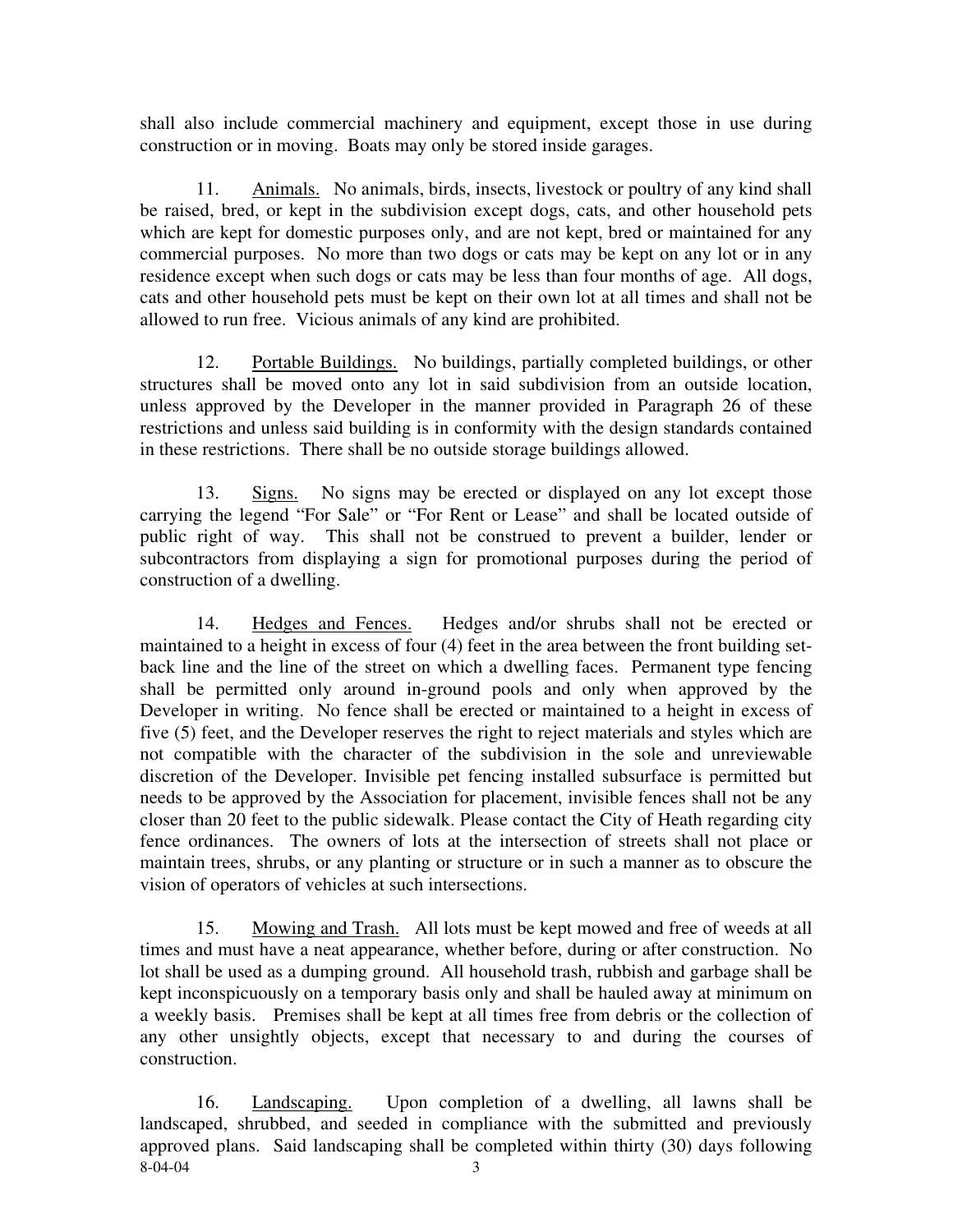shall also include commercial machinery and equipment, except those in use during construction or in moving. Boats may only be stored inside garages.

11. Animals. No animals, birds, insects, livestock or poultry of any kind shall be raised, bred, or kept in the subdivision except dogs, cats, and other household pets which are kept for domestic purposes only, and are not kept, bred or maintained for any commercial purposes. No more than two dogs or cats may be kept on any lot or in any residence except when such dogs or cats may be less than four months of age. All dogs, cats and other household pets must be kept on their own lot at all times and shall not be allowed to run free. Vicious animals of any kind are prohibited.

12. Portable Buildings. No buildings, partially completed buildings, or other structures shall be moved onto any lot in said subdivision from an outside location, unless approved by the Developer in the manner provided in Paragraph 26 of these restrictions and unless said building is in conformity with the design standards contained in these restrictions. There shall be no outside storage buildings allowed.

13. Signs. No signs may be erected or displayed on any lot except those carrying the legend "For Sale" or "For Rent or Lease" and shall be located outside of public right of way. This shall not be construed to prevent a builder, lender or subcontractors from displaying a sign for promotional purposes during the period of construction of a dwelling.

14. Hedges and Fences. Hedges and/or shrubs shall not be erected or maintained to a height in excess of four (4) feet in the area between the front building set-back line and the line of the street on which a dwelling faces. Permanent type fencing shall be permitted only around in-ground pools and only when approved by the Developer in writing. No fence shall be erected or maintained to a height in excess of five (5) feet, and the Developer reserves the right to reject materials and styles which are not compatible with the character of the subdivision in the sole and unreviewable discretion of the Developer. Invisible pet fencing installed subsurface is permitted but needs to be approved by the Association for placement, invisible fences shall not be any closer than 20 feet to the public sidewalk. Please contact the City of Heath regarding city fence ordinances. The owners of lots at the intersection of streets shall not place or maintain trees, shrubs, or any planting or structure or in such a manner as to obscure the vision of operators of vehicles at such intersections.

15. Mowing and Trash. All lots must be kept mowed and free of weeds at all times and must have a neat appearance, whether before, during or after construction. No lot shall be used as a dumping ground. All household trash, rubbish and garbage shall be kept inconspicuously on a temporary basis only and shall be hauled away at minimum on a weekly basis. Premises shall be kept at all times free from debris or the collection of any other unsightly objects, except that necessary to and during the courses of construction.

16. Landscaping. Upon completion of a dwelling, all lawns shall be landscaped, shrubbed, and seeded in compliance with the submitted and previously approved plans. Said landscaping shall be completed within thirty (30) days following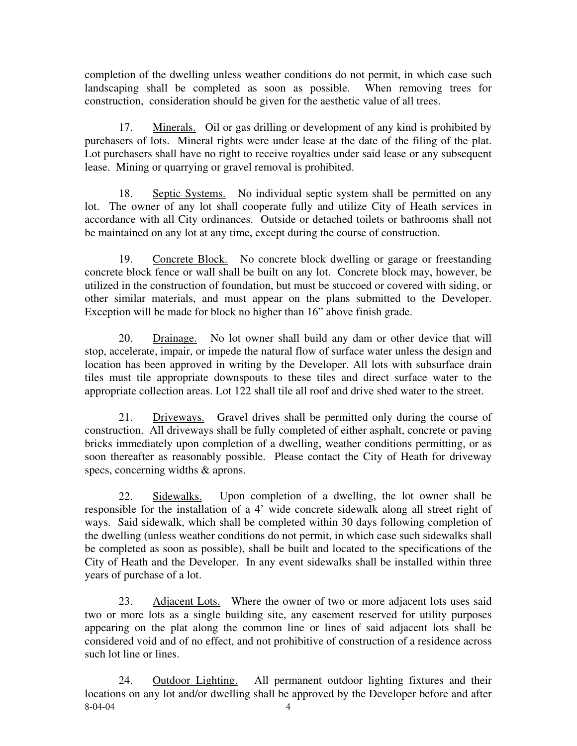completion of the dwelling unless weather conditions do not permit, in which case such landscaping shall be completed as soon as possible. When removing trees for construction, consideration should be given for the aesthetic value of all trees.

17. <u>Minerals.</u> Oil or gas drilling or development of any kind is prohibited by purchasers of lots. Mineral rights were under lease at the date of the filing of the plat. Lot purchasers shall have no right to receive royalties under said lease or any subsequent lease. Mining or quarrying or gravel removal is prohibited.

18. <u>Septic Systems.</u> No individual septic system shall be permitted on any lot. The owner of any lot shall cooperate fully and utilize City of Heath services in accordance with all City ordinances. Outside or detached toilets or bathrooms shall not be maintained on any lot at any time, except during the course of construction.

19. <u>Concrete Block.</u> No concrete block dwelling or garage or freestanding concrete block fence or wall shall be built on any lot. Concrete block may, however, be utilized in the construction of foundation, but must be stuccoed or covered with siding, or other similar materials, and must appear on the plans submitted to the Developer. Exception will be made for block no higher than 16" above finish grade.

20. <u>Drainage.</u> No lot owner shall build any dam or other device that will stop, accelerate, impair, or impede the natural flow of surface water unless the design and location has been approved in writing by the Developer. All lots with subsurface drain tiles must tile appropriate downspouts to these tiles and direct surface water to the appropriate collection areas. Lot 122 shall tile all roof and drive shed water to the street.

21. <u>Driveways.</u> Gravel drives shall be permitted only during the course of construction. All driveways shall be fully completed of either asphalt, concrete or paving bricks immediately upon completion of a dwelling, weather conditions permitting, or as soon thereafter as reasonably possible. Please contact the City of Heath for driveway specs, concerning widths & aprons.

22. <u>Sidewalks.</u> Upon completion of a dwelling, the lot owner shall be responsible for the installation of a 4' wide concrete sidewalk along all street right of ways. Said sidewalk, which shall be completed within 30 days following completion of the dwelling (unless weather conditions do not permit, in which case such sidewalks shall be completed as soon as possible), shall be built and located to the specifications of the City of Heath and the Developer. In any event sidewalks shall be installed within three years of purchase of a lot.

23. <u>Adjacent Lots.</u> Where the owner of two or more adjacent lots uses said two or more lots as a single building site, any easement reserved for utility purposes appearing on the plat along the common line or lines of said adjacent lots shall be considered void and of no effect, and not prohibitive of construction of a residence across such lot line or lines.

24. <u>Outdoor Lighting.</u> All permanent outdoor lighting fixtures and their locations on any lot and/or dwelling shall be approved by the Developer before and after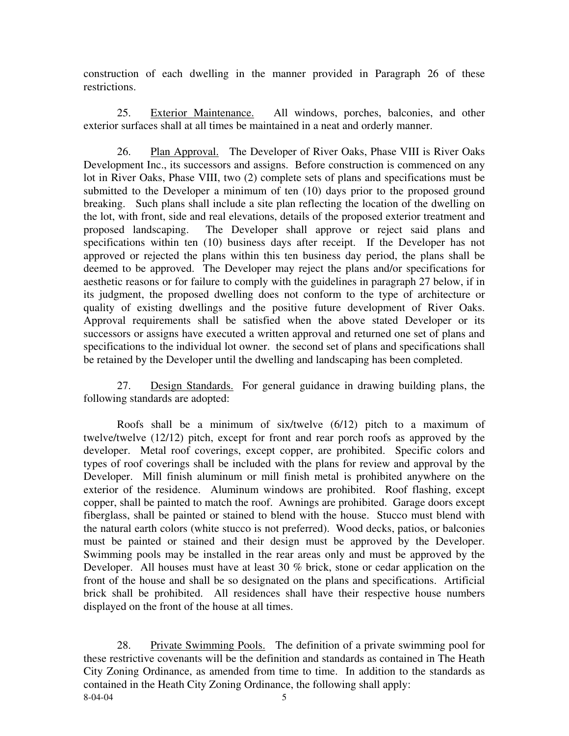construction of each dwelling in the manner provided in Paragraph 26 of these restrictions.

25. Exterior Maintenance. All windows, porches, balconies, and other exterior surfaces shall at all times be maintained in a neat and orderly manner.

26. Plan Approval. The Developer of River Oaks, Phase VIII is River Oaks Development Inc., its successors and assigns. Before construction is commenced on any lot in River Oaks, Phase VIII, two (2) complete sets of plans and specifications must be submitted to the Developer a minimum of ten (10) days prior to the proposed ground breaking. Such plans shall include a site plan reflecting the location of the dwelling on the lot, with front, side and real elevations, details of the proposed exterior treatment and proposed landscaping. The Developer shall approve or reject said plans and specifications within ten (10) business days after receipt. If the Developer has not approved or rejected the plans within this ten business day period, the plans shall be deemed to be approved. The Developer may reject the plans and/or specifications for aesthetic reasons or for failure to comply with the guidelines in paragraph 27 below, if in its judgment, the proposed dwelling does not conform to the type of architecture or quality of existing dwellings and the positive future development of River Oaks. Approval requirements shall be satisfied when the above stated Developer or its successors or assigns have executed a written approval and returned one set of plans and specifications to the individual lot owner. the second set of plans and specifications shall be retained by the Developer until the dwelling and landscaping has been completed.

27. Design Standards. For general guidance in drawing building plans, the following standards are adopted:

Roofs shall be a minimum of six/twelve (6/12) pitch to a maximum of twelve/twelve (12/12) pitch, except for front and rear porch roofs as approved by the developer. Metal roof coverings, except copper, are prohibited. Specific colors and types of roof coverings shall be included with the plans for review and approval by the Developer. Mill finish aluminum or mill finish metal is prohibited anywhere on the exterior of the residence. Aluminum windows are prohibited. Roof flashing, except copper, shall be painted to match the roof. Awnings are prohibited. Garage doors except fiberglass, shall be painted or stained to blend with the house. Stucco must blend with the natural earth colors (white stucco is not preferred). Wood decks, patios, or balconies must be painted or stained and their design must be approved by the Developer. Swimming pools may be installed in the rear areas only and must be approved by the Developer. All houses must have at least 30 % brick, stone or cedar application on the front of the house and shall be so designated on the plans and specifications. Artificial brick shall be prohibited. All residences shall have their respective house numbers displayed on the front of the house at all times.

28. Private Swimming Pools. The definition of a private swimming pool for these restrictive covenants will be the definition and standards as contained in The Heath City Zoning Ordinance, as amended from time to time. In addition to the standards as contained in the Heath City Zoning Ordinance, the following shall apply: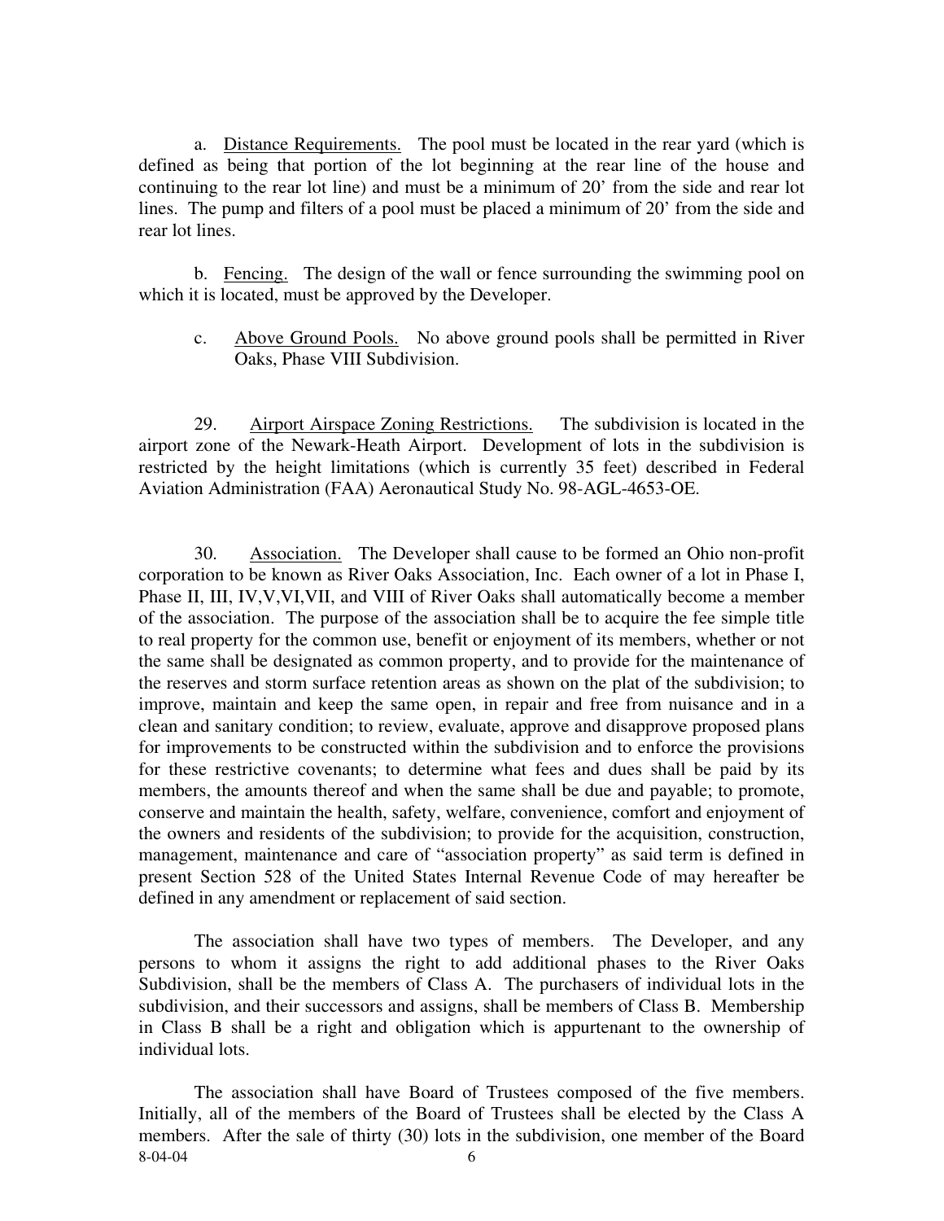a. Distance Requirements. The pool must be located in the rear yard (which is defined as being that portion of the lot beginning at the rear line of the house and continuing to the rear lot line) and must be a minimum of 20' from the side and rear lot lines. The pump and filters of a pool must be placed a minimum of 20' from the side and rear lot lines.

b. Fencing. The design of the wall or fence surrounding the swimming pool on which it is located, must be approved by the Developer.

c. Above Ground Pools. No above ground pools shall be permitted in River Oaks, Phase VIII Subdivision.

29. Airport Airspace Zoning Restrictions. The subdivision is located in the airport zone of the Newark-Heath Airport. Development of lots in the subdivision is restricted by the height limitations (which is currently 35 feet) described in Federal Aviation Administration (FAA) Aeronautical Study No. 98-AGL-4653-OE.

30. Association. The Developer shall cause to be formed an Ohio non-profit corporation to be known as River Oaks Association, Inc. Each owner of a lot in Phase I, Phase II, III, IV,V,VI,VII, and VIII of River Oaks shall automatically become a member of the association. The purpose of the association shall be to acquire the fee simple title to real property for the common use, benefit or enjoyment of its members, whether or not the same shall be designated as common property, and to provide for the maintenance of the reserves and storm surface retention areas as shown on the plat of the subdivision; to improve, maintain and keep the same open, in repair and free from nuisance and in a clean and sanitary condition; to review, evaluate, approve and disapprove proposed plans for improvements to be constructed within the subdivision and to enforce the provisions for these restrictive covenants; to determine what fees and dues shall be paid by its members, the amounts thereof and when the same shall be due and payable; to promote, conserve and maintain the health, safety, welfare, convenience, comfort and enjoyment of the owners and residents of the subdivision; to provide for the acquisition, construction, management, maintenance and care of "association property" as said term is defined in present Section 528 of the United States Internal Revenue Code of may hereafter be defined in any amendment or replacement of said section.

The association shall have two types of members. The Developer, and any persons to whom it assigns the right to add additional phases to the River Oaks Subdivision, shall be the members of Class A. The purchasers of individual lots in the subdivision, and their successors and assigns, shall be members of Class B. Membership in Class B shall be a right and obligation which is appurtenant to the ownership of individual lots.

The association shall have Board of Trustees composed of the five members. Initially, all of the members of the Board of Trustees shall be elected by the Class A members. After the sale of thirty (30) lots in the subdivision, one member of the Board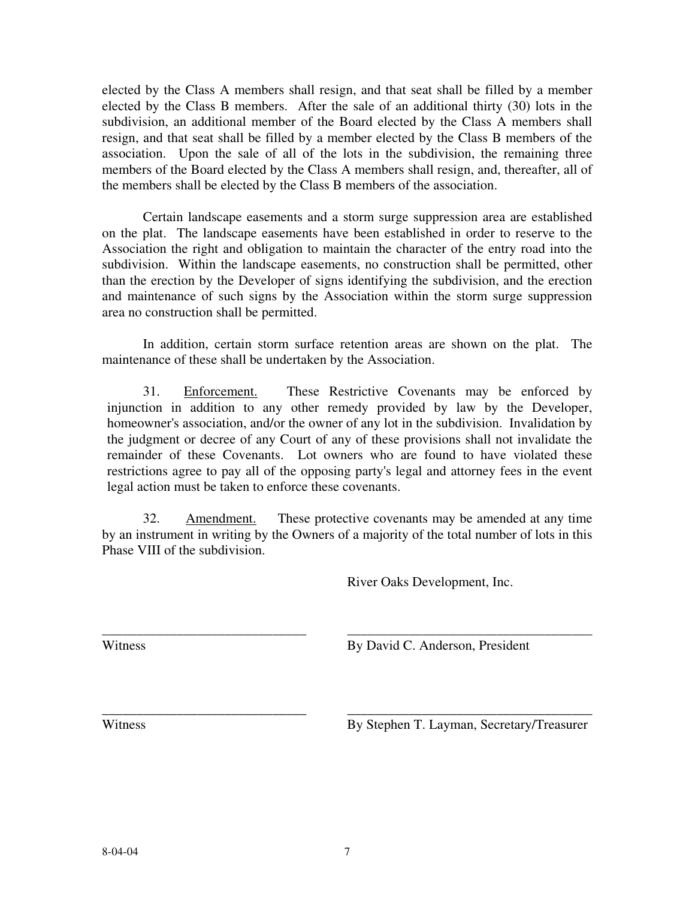elected by the Class A members shall resign, and that seat shall be filled by a member elected by the Class B members. After the sale of an additional thirty (30) lots in the subdivision, an additional member of the Board elected by the Class A members shall resign, and that seat shall be filled by a member elected by the Class B members of the association. Upon the sale of all of the lots in the subdivision, the remaining three members of the Board elected by the Class A members shall resign, and, thereafter, all of the members shall be elected by the Class B members of the association.

Certain landscape easements and a storm surge suppression area are established on the plat. The landscape easements have been established in order to reserve to the Association the right and obligation to maintain the character of the entry road into the subdivision. Within the landscape easements, no construction shall be permitted, other than the erection by the Developer of signs identifying the subdivision, and the erection and maintenance of such signs by the Association within the storm surge suppression area no construction shall be permitted.

In addition, certain storm surface retention areas are shown on the plat. The maintenance of these shall be undertaken by the Association.

31. Enforcement. These Restrictive Covenants may be enforced by injunction in addition to any other remedy provided by law by the Developer, homeowner's association, and/or the owner of any lot in the subdivision. Invalidation by the judgment or decree of any Court of any of these provisions shall not invalidate the remainder of these Covenants. Lot owners who are found to have violated these restrictions agree to pay all of the opposing party's legal and attorney fees in the event legal action must be taken to enforce these covenants.

32. Amendment. These protective covenants may be amended at any time by an instrument in writing by the Owners of a majority of the total number of lots in this Phase VIII of the subdivision.

River Oaks Development, Inc.

______________________________ ______________________________
Witness By David C. Anderson, President

______________________________ ______________________________
Witness By Stephen T. Layman, Secretary/Treasurer

8-04-04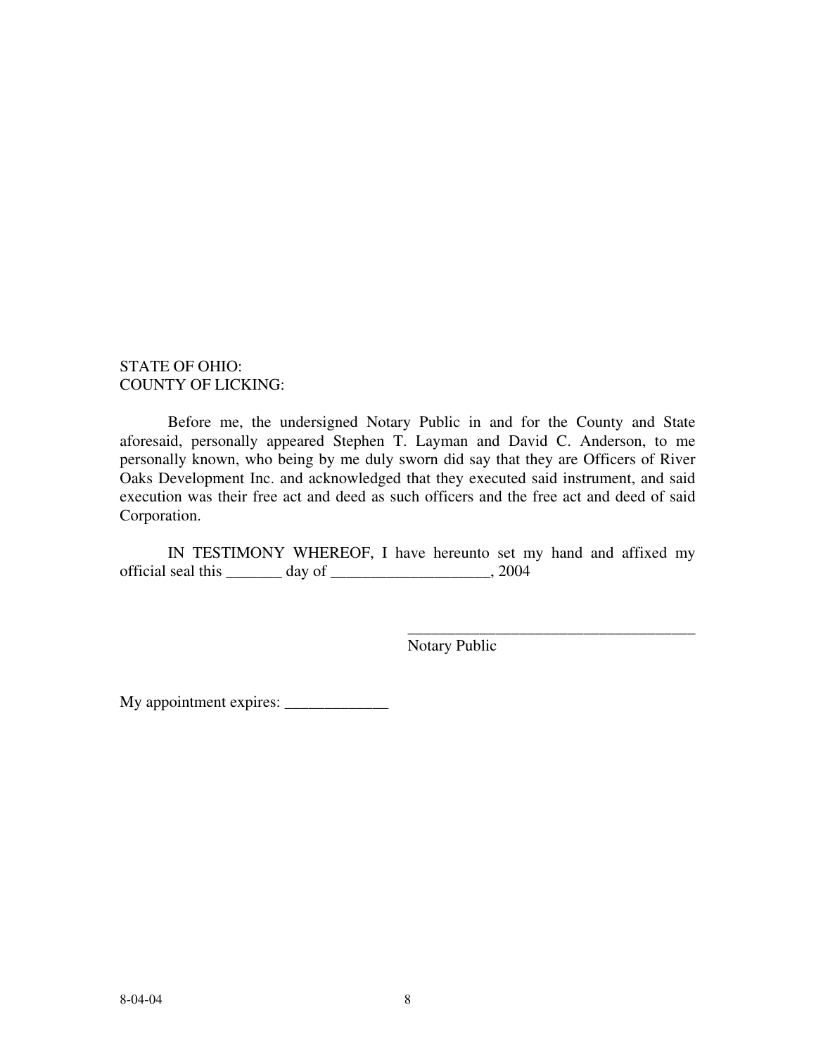STATE OF OHIO:
COUNTY OF LICKING:

Before me, the undersigned Notary Public in and for the County and State aforesaid, personally appeared Stephen T. Layman and David C. Anderson, to me personally known, who being by me duly sworn did say that they are Officers of River Oaks Development Inc. and acknowledged that they executed said instrument, and said execution was their free act and deed as such officers and the free act and deed of said Corporation.

IN TESTIMONY WHEREOF, I have hereunto set my hand and affixed my official seal this _______ day of ____________________, 2004

_____________________________________
Notary Public

My appointment expires: _____________

8-04-04